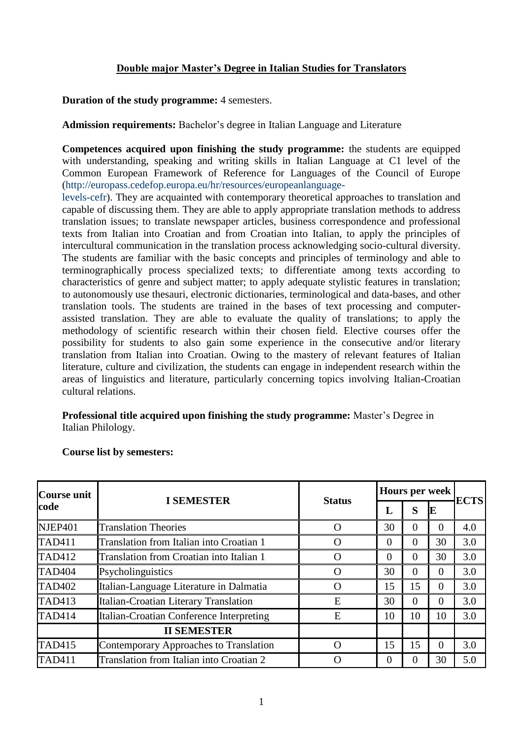## Double major Master's Degree in Italian Studies for Translators

**Duration of the study programme:** 4 semesters.

**Admission requirements:** Bachelor's degree in Italian Language and Literature

**Competences acquired upon finishing the study programme:** the students are equipped with understanding, speaking and writing skills in Italian Language at C1 level of the Common European Framework of Reference for Languages of the Council of Europe (http://europass.cedefop.europa.eu/hr/resources/europeanlanguage-levels-cefr). They are acquainted with contemporary theoretical approaches to translation and capable of discussing them. They are able to apply appropriate translation methods to address translation issues; to translate newspaper articles, business correspondence and professional texts from Italian into Croatian and from Croatian into Italian, to apply the principles of intercultural communication in the translation process acknowledging socio-cultural diversity. The students are familiar with the basic concepts and principles of terminology and able to terminographically process specialized texts; to differentiate among texts according to characteristics of genre and subject matter; to apply adequate stylistic features in translation; to autonomously use thesauri, electronic dictionaries, terminological and data-bases, and other translation tools. The students are trained in the bases of text processing and computer-assisted translation. They are able to evaluate the quality of translations; to apply the methodology of scientific research within their chosen field. Elective courses offer the possibility for students to also gain some experience in the consecutive and/or literary translation from Italian into Croatian. Owing to the mastery of relevant features of Italian literature, culture and civilization, the students can engage in independent research within the areas of linguistics and literature, particularly concerning topics involving Italian-Croatian cultural relations.

**Professional title acquired upon finishing the study programme:** Master's Degree in Italian Philology.

**Course list by semesters:**

| Course unit code | I SEMESTER | Status | Hours per week | | | ECTS |
|---|---|---|---|---|---|---|
| | | | L | S | E | |
| NJEP401 | Translation Theories | O | 30 | 0 | 0 | 4.0 |
| TAD411 | Translation from Italian into Croatian 1 | O | 0 | 0 | 30 | 3.0 |
| TAD412 | Translation from Croatian into Italian 1 | O | 0 | 0 | 30 | 3.0 |
| TAD404 | Psycholinguistics | O | 30 | 0 | 0 | 3.0 |
| TAD402 | Italian-Language Literature in Dalmatia | O | 15 | 15 | 0 | 3.0 |
| TAD413 | Italian-Croatian Literary Translation | E | 30 | 0 | 0 | 3.0 |
| TAD414 | Italian-Croatian Conference Interpreting | E | 10 | 10 | 10 | 3.0 |
| | **II SEMESTER** | | | | | |
| TAD415 | Contemporary Approaches to Translation | O | 15 | 15 | 0 | 3.0 |
| TAD411 | Translation from Italian into Croatian 2 | O | 0 | 0 | 30 | 5.0 |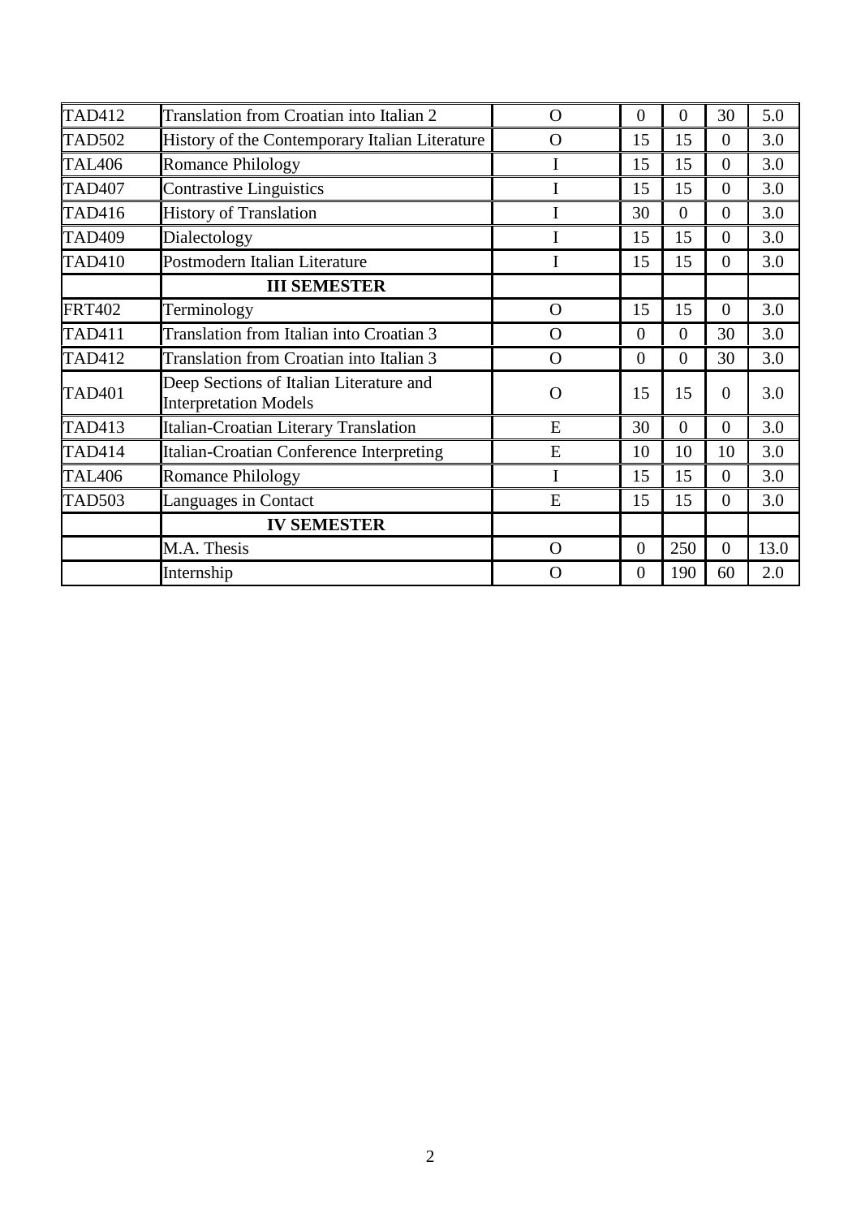| | | | | | | |
|---|---|---|---|---|---|---|
| TAD412 | Translation from Croatian into Italian 2 | O | 0 | 0 | 30 | 5.0 |
| TAD502 | History of the Contemporary Italian Literature | O | 15 | 15 | 0 | 3.0 |
| TAL406 | Romance Philology | I | 15 | 15 | 0 | 3.0 |
| TAD407 | Contrastive Linguistics | I | 15 | 15 | 0 | 3.0 |
| TAD416 | History of Translation | I | 30 | 0 | 0 | 3.0 |
| TAD409 | Dialectology | I | 15 | 15 | 0 | 3.0 |
| TAD410 | Postmodern Italian Literature | I | 15 | 15 | 0 | 3.0 |
| | **III SEMESTER** | | | | | |
| FRT402 | Terminology | O | 15 | 15 | 0 | 3.0 |
| TAD411 | Translation from Italian into Croatian 3 | O | 0 | 0 | 30 | 3.0 |
| TAD412 | Translation from Croatian into Italian 3 | O | 0 | 0 | 30 | 3.0 |
| TAD401 | Deep Sections of Italian Literature and Interpretation Models | O | 15 | 15 | 0 | 3.0 |
| TAD413 | Italian-Croatian Literary Translation | E | 30 | 0 | 0 | 3.0 |
| TAD414 | Italian-Croatian Conference Interpreting | E | 10 | 10 | 10 | 3.0 |
| TAL406 | Romance Philology | I | 15 | 15 | 0 | 3.0 |
| TAD503 | Languages in Contact | E | 15 | 15 | 0 | 3.0 |
| | **IV SEMESTER** | | | | | |
| | M.A. Thesis | O | 0 | 250 | 0 | 13.0 |
| | Internship | O | 0 | 190 | 60 | 2.0 |